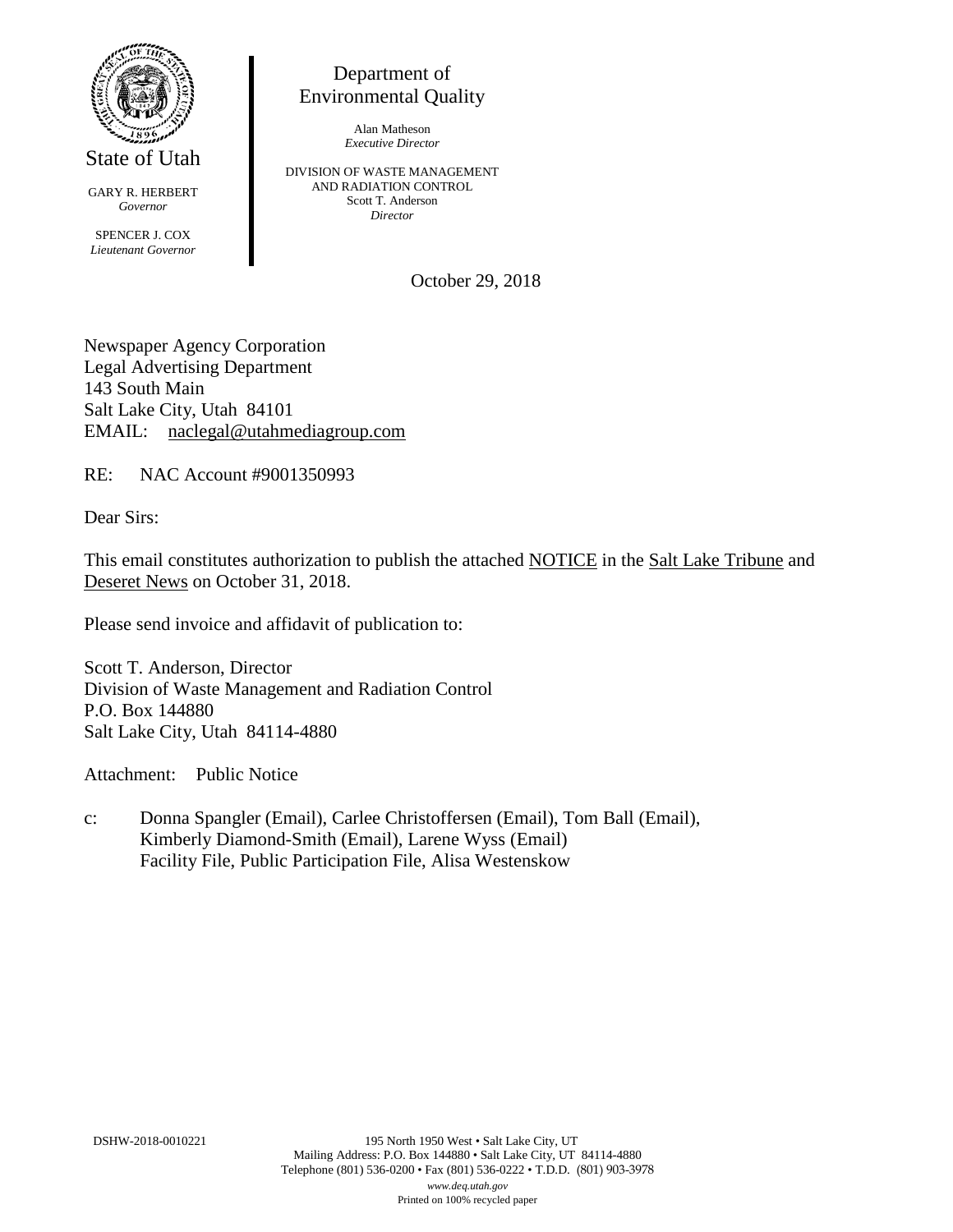State of Utah

GARY R. HERBERT
*Governor*

SPENCER J. COX
*Lieutenant Governor*

Department of
Environmental Quality

Alan Matheson
*Executive Director*

DIVISION OF WASTE MANAGEMENT
AND RADIATION CONTROL
Scott T. Anderson
*Director*

October 29, 2018

Newspaper Agency Corporation
Legal Advertising Department
143 South Main
Salt Lake City, Utah 84101
EMAIL: naclegal@utahmediagroup.com

RE: NAC Account #9001350993

Dear Sirs:

This email constitutes authorization to publish the attached NOTICE in the Salt Lake Tribune and Deseret News on October 31, 2018.

Please send invoice and affidavit of publication to:

Scott T. Anderson, Director
Division of Waste Management and Radiation Control
P.O. Box 144880
Salt Lake City, Utah 84114-4880

Attachment: Public Notice

c: Donna Spangler (Email), Carlee Christoffersen (Email), Tom Ball (Email), Kimberly Diamond-Smith (Email), Larene Wyss (Email)
Facility File, Public Participation File, Alisa Westenskow

DSHW-2018-0010221

195 North 1950 West • Salt Lake City, UT
Mailing Address: P.O. Box 144880 • Salt Lake City, UT 84114-4880
Telephone (801) 536-0200 • Fax (801) 536-0222 • T.D.D. (801) 903-3978
*www.deq.utah.gov*
Printed on 100% recycled paper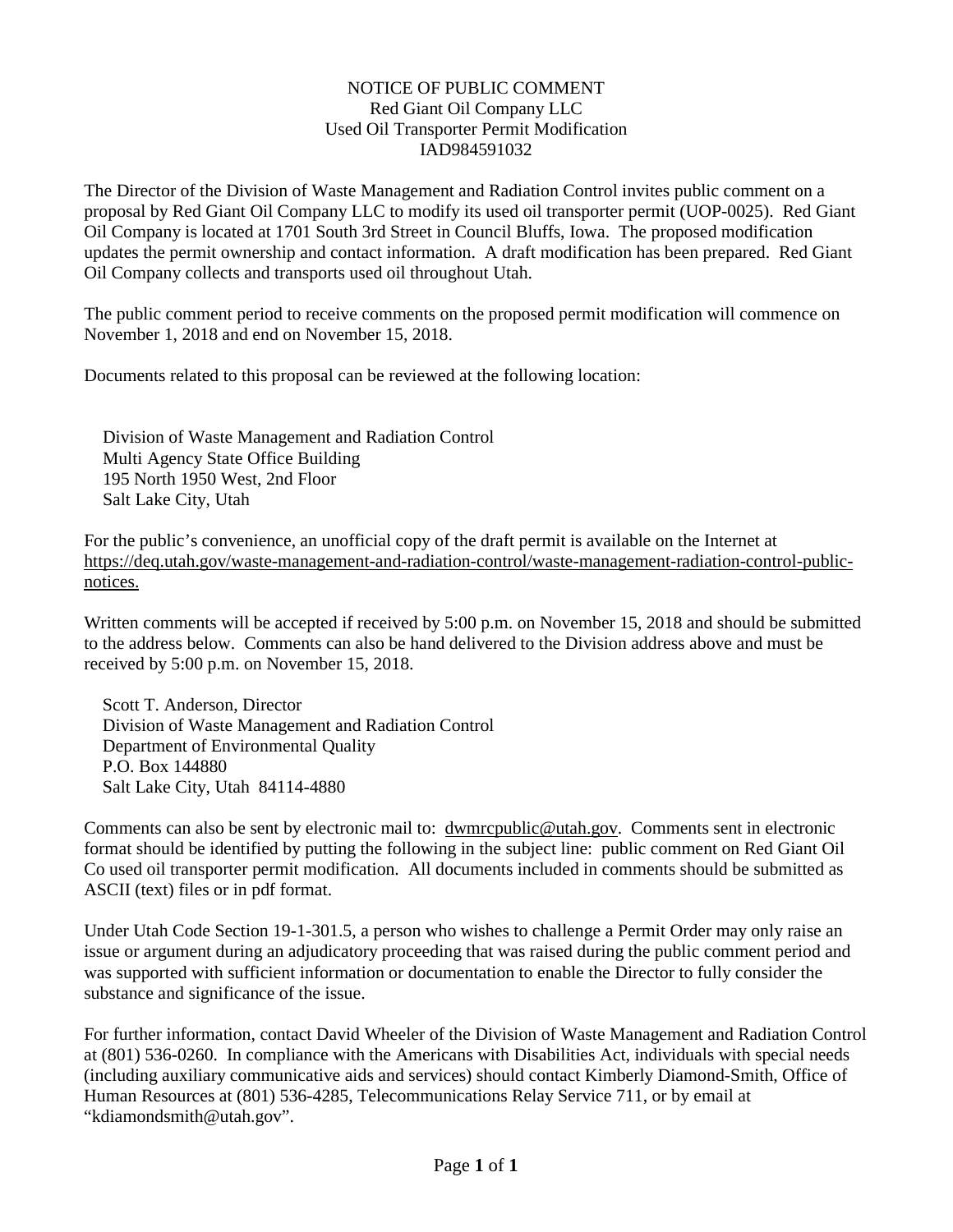NOTICE OF PUBLIC COMMENT
Red Giant Oil Company LLC
Used Oil Transporter Permit Modification
IAD984591032

The Director of the Division of Waste Management and Radiation Control invites public comment on a proposal by Red Giant Oil Company LLC to modify its used oil transporter permit (UOP-0025). Red Giant Oil Company is located at 1701 South 3rd Street in Council Bluffs, Iowa. The proposed modification updates the permit ownership and contact information. A draft modification has been prepared. Red Giant Oil Company collects and transports used oil throughout Utah.

The public comment period to receive comments on the proposed permit modification will commence on November 1, 2018 and end on November 15, 2018.

Documents related to this proposal can be reviewed at the following location:

Division of Waste Management and Radiation Control
Multi Agency State Office Building
195 North 1950 West, 2nd Floor
Salt Lake City, Utah

For the public's convenience, an unofficial copy of the draft permit is available on the Internet at https://deq.utah.gov/waste-management-and-radiation-control/waste-management-radiation-control-public-notices.

Written comments will be accepted if received by 5:00 p.m. on November 15, 2018 and should be submitted to the address below. Comments can also be hand delivered to the Division address above and must be received by 5:00 p.m. on November 15, 2018.

Scott T. Anderson, Director
Division of Waste Management and Radiation Control
Department of Environmental Quality
P.O. Box 144880
Salt Lake City, Utah 84114-4880

Comments can also be sent by electronic mail to: dwmrcpublic@utah.gov. Comments sent in electronic format should be identified by putting the following in the subject line: public comment on Red Giant Oil Co used oil transporter permit modification. All documents included in comments should be submitted as ASCII (text) files or in pdf format.

Under Utah Code Section 19-1-301.5, a person who wishes to challenge a Permit Order may only raise an issue or argument during an adjudicatory proceeding that was raised during the public comment period and was supported with sufficient information or documentation to enable the Director to fully consider the substance and significance of the issue.

For further information, contact David Wheeler of the Division of Waste Management and Radiation Control at (801) 536-0260. In compliance with the Americans with Disabilities Act, individuals with special needs (including auxiliary communicative aids and services) should contact Kimberly Diamond-Smith, Office of Human Resources at (801) 536-4285, Telecommunications Relay Service 711, or by email at "kdiamondsmith@utah.gov".